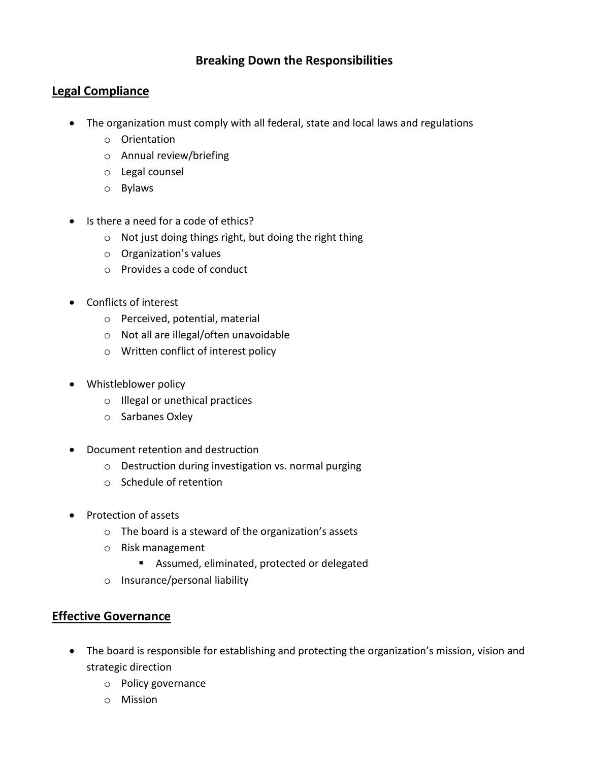# Breaking Down the Responsibilities

## Legal Compliance

- The organization must comply with all federal, state and local laws and regulations
  - Orientation
  - Annual review/briefing
  - Legal counsel
  - Bylaws

- Is there a need for a code of ethics?
  - Not just doing things right, but doing the right thing
  - Organization's values
  - Provides a code of conduct

- Conflicts of interest
  - Perceived, potential, material
  - Not all are illegal/often unavoidable
  - Written conflict of interest policy

- Whistleblower policy
  - Illegal or unethical practices
  - Sarbanes Oxley

- Document retention and destruction
  - Destruction during investigation vs. normal purging
  - Schedule of retention

- Protection of assets
  - The board is a steward of the organization's assets
  - Risk management
    - Assumed, eliminated, protected or delegated
  - Insurance/personal liability

## Effective Governance

- The board is responsible for establishing and protecting the organization's mission, vision and strategic direction
  - Policy governance
  - Mission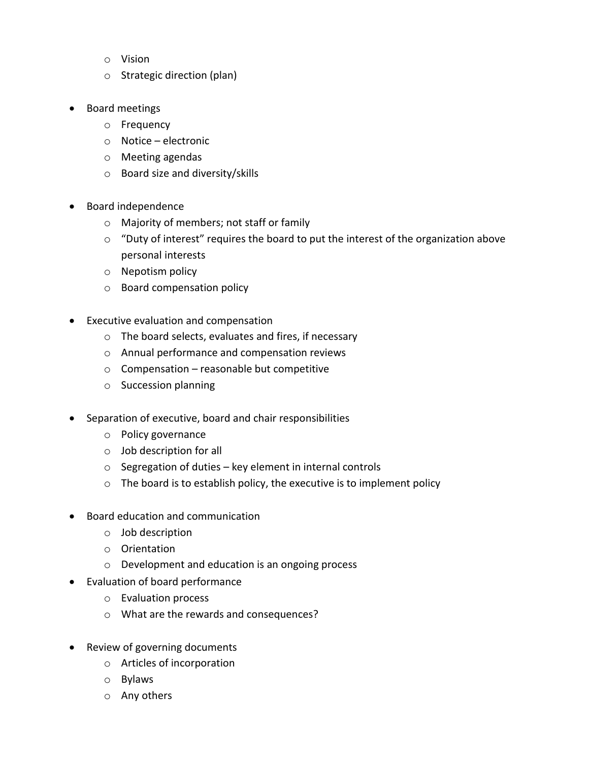- Vision
  - Strategic direction (plan)

- Board meetings
  - Frequency
  - Notice – electronic
  - Meeting agendas
  - Board size and diversity/skills

- Board independence
  - Majority of members; not staff or family
  - "Duty of interest" requires the board to put the interest of the organization above personal interests
  - Nepotism policy
  - Board compensation policy

- Executive evaluation and compensation
  - The board selects, evaluates and fires, if necessary
  - Annual performance and compensation reviews
  - Compensation – reasonable but competitive
  - Succession planning

- Separation of executive, board and chair responsibilities
  - Policy governance
  - Job description for all
  - Segregation of duties – key element in internal controls
  - The board is to establish policy, the executive is to implement policy

- Board education and communication
  - Job description
  - Orientation
  - Development and education is an ongoing process
- Evaluation of board performance
  - Evaluation process
  - What are the rewards and consequences?

- Review of governing documents
  - Articles of incorporation
  - Bylaws
  - Any others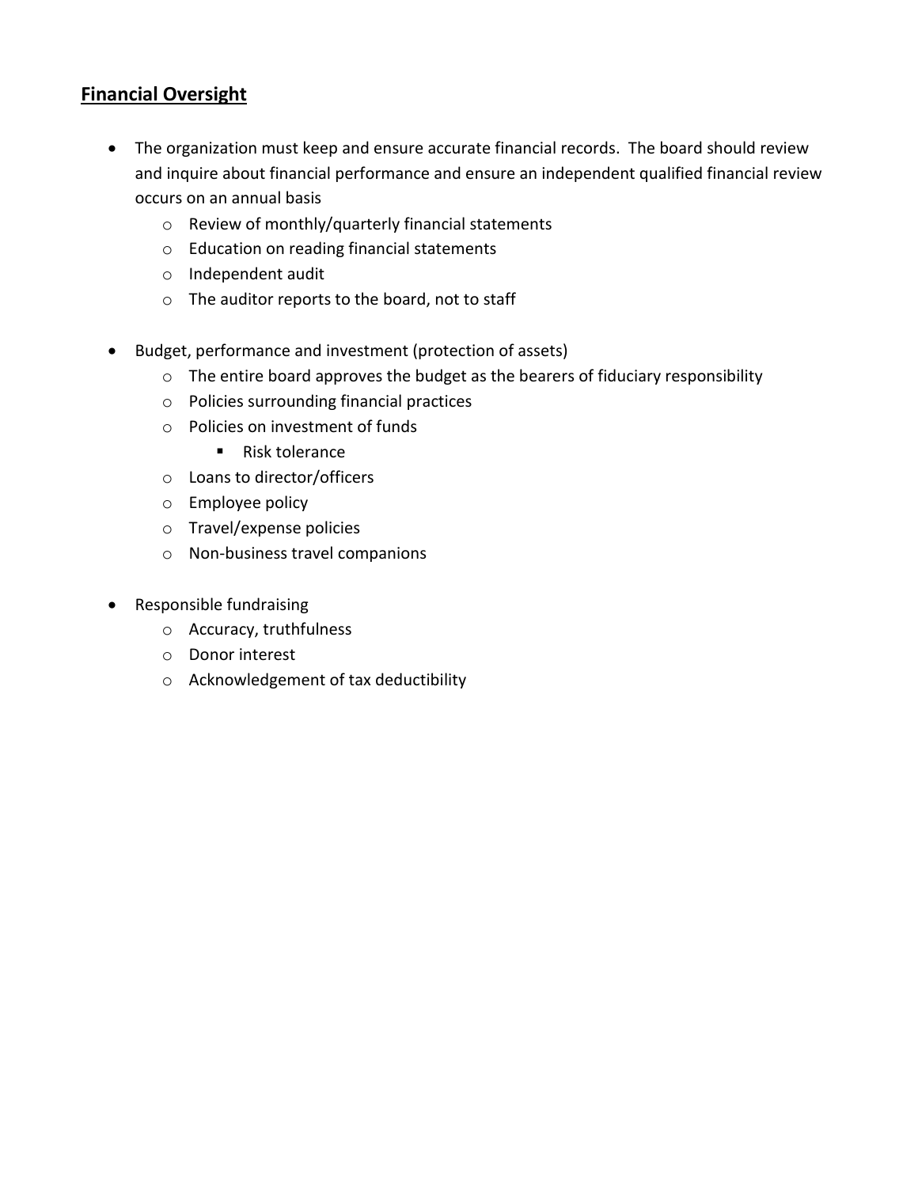## <u>Financial Oversight</u>

- The organization must keep and ensure accurate financial records. The board should review and inquire about financial performance and ensure an independent qualified financial review occurs on an annual basis
  - Review of monthly/quarterly financial statements
  - Education on reading financial statements
  - Independent audit
  - The auditor reports to the board, not to staff

- Budget, performance and investment (protection of assets)
  - The entire board approves the budget as the bearers of fiduciary responsibility
  - Policies surrounding financial practices
  - Policies on investment of funds
    - Risk tolerance
  - Loans to director/officers
  - Employee policy
  - Travel/expense policies
  - Non-business travel companions

- Responsible fundraising
  - Accuracy, truthfulness
  - Donor interest
  - Acknowledgement of tax deductibility